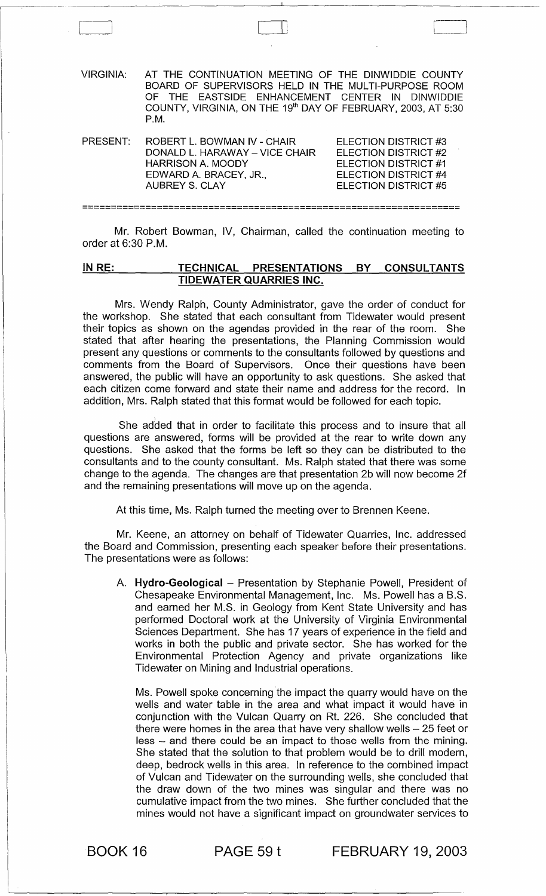VIRGINIA: AT THE CONTINUATION MEETING OF THE DINWIDDIE COUNTY BOARD OF SUPERVISORS HELD IN THE MULTI-PURPOSE ROOM OF THE EASTSIDE ENHANCEMENT CENTER IN DINWIDDIE COUNTY, VIRGINIA, ON THE 19th DAY OF FEBRUARY, 2003, AT 5:30 P.M.

| PRESENT: | | |
|---|---|---|
| | ROBERT L. BOWMAN IV - CHAIR | ELECTION DISTRICT #3 |
| | DONALD L. HARAWAY – VICE CHAIR | ELECTION DISTRICT #2 |
| | HARRISON A. MOODY | ELECTION DISTRICT #1 |
| | EDWARD A. BRACEY, JR., | ELECTION DISTRICT #4 |
| | AUBREY S. CLAY | ELECTION DISTRICT #5 |

Mr. Robert Bowman, IV, Chairman, called the continuation meeting to order at 6:30 P.M.

**IN RE: TECHNICAL PRESENTATIONS BY CONSULTANTS TIDEWATER QUARRIES INC.**

Mrs. Wendy Ralph, County Administrator, gave the order of conduct for the workshop. She stated that each consultant from Tidewater would present their topics as shown on the agendas provided in the rear of the room. She stated that after hearing the presentations, the Planning Commission would present any questions or comments to the consultants followed by questions and comments from the Board of Supervisors. Once their questions have been answered, the public will have an opportunity to ask questions. She asked that each citizen come forward and state their name and address for the record. In addition, Mrs. Ralph stated that this format would be followed for each topic.

She added that in order to facilitate this process and to insure that all questions are answered, forms will be provided at the rear to write down any questions. She asked that the forms be left so they can be distributed to the consultants and to the county consultant. Ms. Ralph stated that there was some change to the agenda. The changes are that presentation 2b will now become 2f and the remaining presentations will move up on the agenda.

At this time, Ms. Ralph turned the meeting over to Brennen Keene.

Mr. Keene, an attorney on behalf of Tidewater Quarries, Inc. addressed the Board and Commission, presenting each speaker before their presentations. The presentations were as follows:

A. **Hydro-Geological** – Presentation by Stephanie Powell, President of Chesapeake Environmental Management, Inc. Ms. Powell has a B.S. and earned her M.S. in Geology from Kent State University and has performed Doctoral work at the University of Virginia Environmental Sciences Department. She has 17 years of experience in the field and works in both the public and private sector. She has worked for the Environmental Protection Agency and private organizations like Tidewater on Mining and Industrial operations.

   Ms. Powell spoke concerning the impact the quarry would have on the wells and water table in the area and what impact it would have in conjunction with the Vulcan Quarry on Rt. 226. She concluded that there were homes in the area that have very shallow wells – 25 feet or less – and there could be an impact to those wells from the mining. She stated that the solution to that problem would be to drill modern, deep, bedrock wells in this area. In reference to the combined impact of Vulcan and Tidewater on the surrounding wells, she concluded that the draw down of the two mines was singular and there was no cumulative impact from the two mines. She further concluded that the mines would not have a significant impact on groundwater services to

BOOK 16 PAGE 59 t FEBRUARY 19, 2003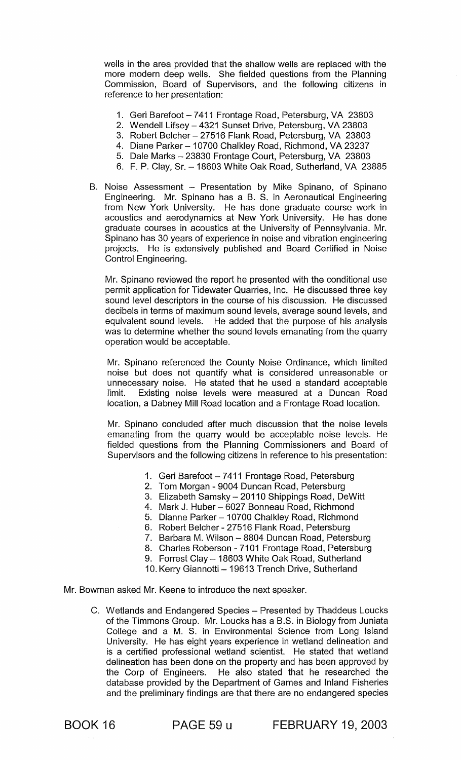wells in the area provided that the shallow wells are replaced with the more modern deep wells. She fielded questions from the Planning Commission, Board of Supervisors, and the following citizens in reference to her presentation:

1. Geri Barefoot – 7411 Frontage Road, Petersburg, VA 23803
2. Wendell Lifsey – 4321 Sunset Drive, Petersburg, VA 23803
3. Robert Belcher – 27516 Flank Road, Petersburg, VA 23803
4. Diane Parker – 10700 Chalkley Road, Richmond, VA 23237
5. Dale Marks – 23830 Frontage Court, Petersburg, VA 23803
6. F. P. Clay, Sr. – 18603 White Oak Road, Sutherland, VA 23885

B. Noise Assessment – Presentation by Mike Spinano, of Spinano Engineering. Mr. Spinano has a B. S. in Aeronautical Engineering from New York University. He has done graduate course work in acoustics and aerodynamics at New York University. He has done graduate courses in acoustics at the University of Pennsylvania. Mr. Spinano has 30 years of experience in noise and vibration engineering projects. He is extensively published and Board Certified in Noise Control Engineering.

Mr. Spinano reviewed the report he presented with the conditional use permit application for Tidewater Quarries, Inc. He discussed three key sound level descriptors in the course of his discussion. He discussed decibels in terms of maximum sound levels, average sound levels, and equivalent sound levels. He added that the purpose of his analysis was to determine whether the sound levels emanating from the quarry operation would be acceptable.

Mr. Spinano referenced the County Noise Ordinance, which limited noise but does not quantify what is considered unreasonable or unnecessary noise. He stated that he used a standard acceptable limit. Existing noise levels were measured at a Duncan Road location, a Dabney Mill Road location and a Frontage Road location.

Mr. Spinano concluded after much discussion that the noise levels emanating from the quarry would be acceptable noise levels. He fielded questions from the Planning Commissioners and Board of Supervisors and the following citizens in reference to his presentation:

1. Geri Barefoot – 7411 Frontage Road, Petersburg
2. Tom Morgan - 9004 Duncan Road, Petersburg
3. Elizabeth Samsky – 20110 Shippings Road, DeWitt
4. Mark J. Huber – 6027 Bonneau Road, Richmond
5. Dianne Parker – 10700 Chalkley Road, Richmond
6. Robert Belcher - 27516 Flank Road, Petersburg
7. Barbara M. Wilson – 8804 Duncan Road, Petersburg
8. Charles Roberson - 7101 Frontage Road, Petersburg
9. Forrest Clay – 18603 White Oak Road, Sutherland
10. Kerry Giannotti – 19613 Trench Drive, Sutherland

Mr. Bowman asked Mr. Keene to introduce the next speaker.

C. Wetlands and Endangered Species – Presented by Thaddeus Loucks of the Timmons Group. Mr. Loucks has a B.S. in Biology from Juniata College and a M. S. in Environmental Science from Long Island University. He has eight years experience in wetland delineation and is a certified professional wetland scientist. He stated that wetland delineation has been done on the property and has been approved by the Corp of Engineers. He also stated that he researched the database provided by the Department of Games and Inland Fisheries and the preliminary findings are that there are no endangered species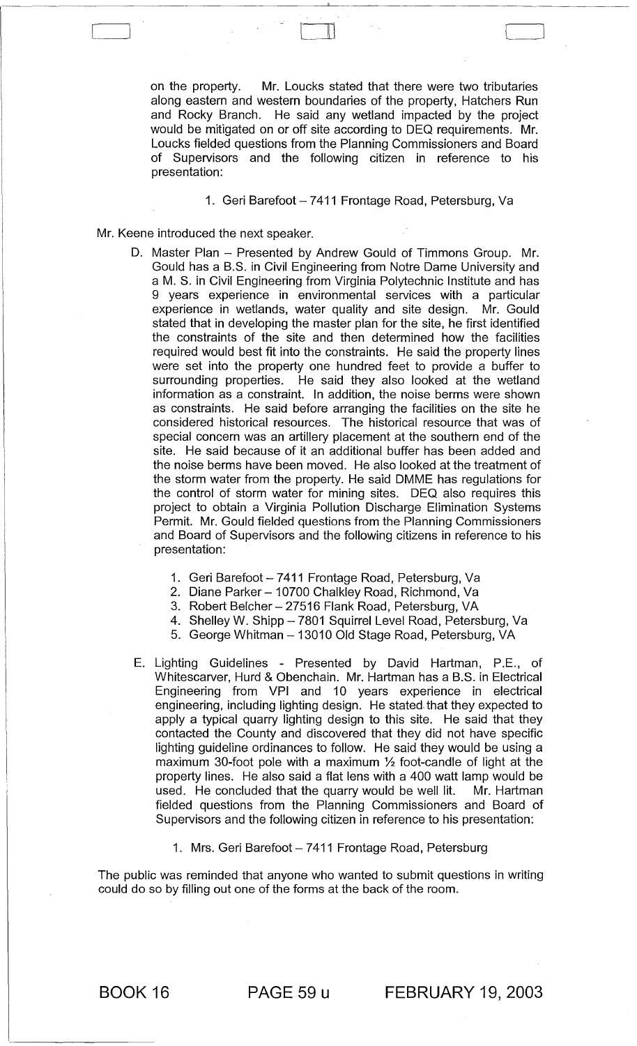on the property. Mr. Loucks stated that there were two tributaries along eastern and western boundaries of the property, Hatchers Run and Rocky Branch. He said any wetland impacted by the project would be mitigated on or off site according to DEQ requirements. Mr. Loucks fielded questions from the Planning Commissioners and Board of Supervisors and the following citizen in reference to his presentation:

1. Geri Barefoot – 7411 Frontage Road, Petersburg, Va

Mr. Keene introduced the next speaker.

D. Master Plan – Presented by Andrew Gould of Timmons Group. Mr. Gould has a B.S. in Civil Engineering from Notre Dame University and a M. S. in Civil Engineering from Virginia Polytechnic Institute and has 9 years experience in environmental services with a particular experience in wetlands, water quality and site design. Mr. Gould stated that in developing the master plan for the site, he first identified the constraints of the site and then determined how the facilities required would best fit into the constraints. He said the property lines were set into the property one hundred feet to provide a buffer to surrounding properties. He said they also looked at the wetland information as a constraint. In addition, the noise berms were shown as constraints. He said before arranging the facilities on the site he considered historical resources. The historical resource that was of special concern was an artillery placement at the southern end of the site. He said because of it an additional buffer has been added and the noise berms have been moved. He also looked at the treatment of the storm water from the property. He said DMME has regulations for the control of storm water for mining sites. DEQ also requires this project to obtain a Virginia Pollution Discharge Elimination Systems Permit. Mr. Gould fielded questions from the Planning Commissioners and Board of Supervisors and the following citizens in reference to his presentation:

   1. Geri Barefoot – 7411 Frontage Road, Petersburg, Va
   2. Diane Parker – 10700 Chalkley Road, Richmond, Va
   3. Robert Belcher – 27516 Flank Road, Petersburg, VA
   4. Shelley W. Shipp – 7801 Squirrel Level Road, Petersburg, Va
   5. George Whitman – 13010 Old Stage Road, Petersburg, VA

E. Lighting Guidelines - Presented by David Hartman, P.E., of Whitescarver, Hurd & Obenchain. Mr. Hartman has a B.S. in Electrical Engineering from VPI and 10 years experience in electrical engineering, including lighting design. He stated that they expected to apply a typical quarry lighting design to this site. He said that they contacted the County and discovered that they did not have specific lighting guideline ordinances to follow. He said they would be using a maximum 30-foot pole with a maximum ½ foot-candle of light at the property lines. He also said a flat lens with a 400 watt lamp would be used. He concluded that the quarry would be well lit. Mr. Hartman fielded questions from the Planning Commissioners and Board of Supervisors and the following citizen in reference to his presentation:

   1. Mrs. Geri Barefoot – 7411 Frontage Road, Petersburg

The public was reminded that anyone who wanted to submit questions in writing could do so by filling out one of the forms at the back of the room.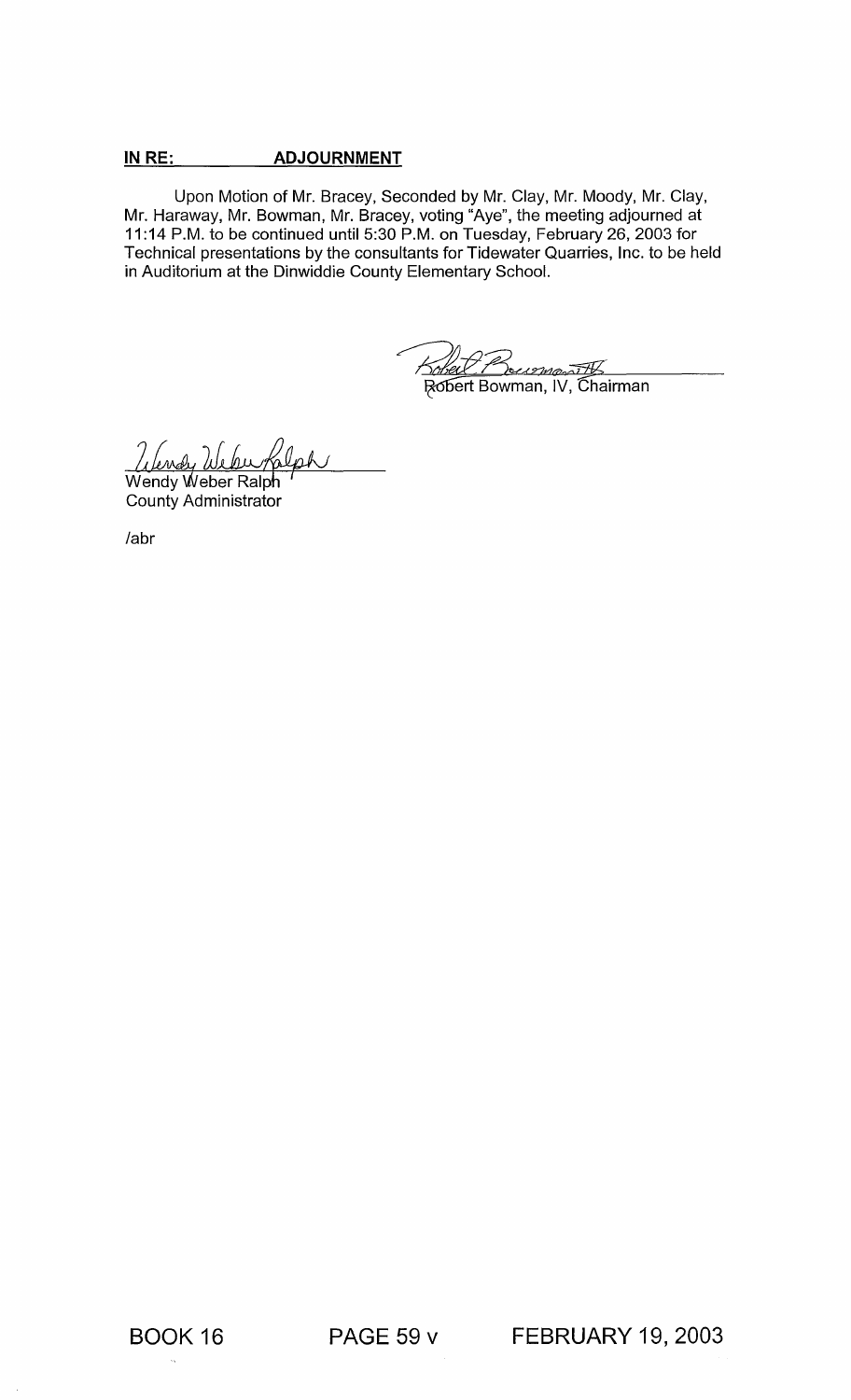**<u>IN RE:</u>** **<u>ADJOURNMENT</u>**

Upon Motion of Mr. Bracey, Seconded by Mr. Clay, Mr. Moody, Mr. Clay, Mr. Haraway, Mr. Bowman, Mr. Bracey, voting "Aye", the meeting adjourned at 11:14 P.M. to be continued until 5:30 P.M. on Tuesday, February 26, 2003 for Technical presentations by the consultants for Tidewater Quarries, Inc. to be held in Auditorium at the Dinwiddie County Elementary School.

Robert Bowman, IV, Chairman

Wendy Weber Ralph
County Administrator

/abr

BOOK 16 PAGE 59 v FEBRUARY 19, 2003